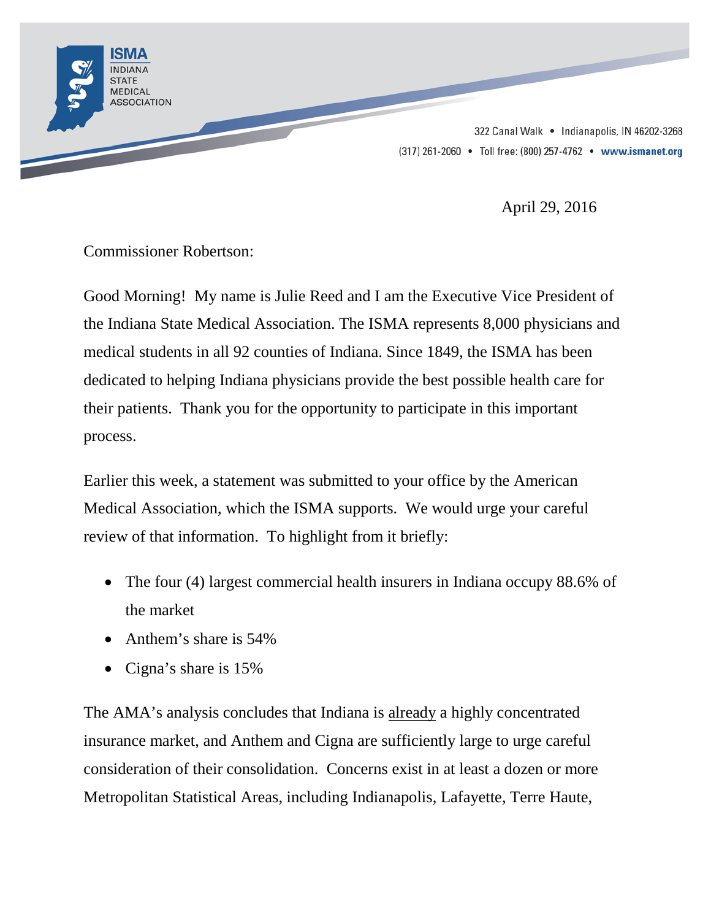ISMA
INDIANA STATE MEDICAL ASSOCIATION

322 Canal Walk • Indianapolis, IN 46202-3268
(317) 261-2060 • Toll free: (800) 257-4762 • www.ismanet.org

April 29, 2016

Commissioner Robertson:

Good Morning! My name is Julie Reed and I am the Executive Vice President of the Indiana State Medical Association. The ISMA represents 8,000 physicians and medical students in all 92 counties of Indiana. Since 1849, the ISMA has been dedicated to helping Indiana physicians provide the best possible health care for their patients. Thank you for the opportunity to participate in this important process.

Earlier this week, a statement was submitted to your office by the American Medical Association, which the ISMA supports. We would urge your careful review of that information. To highlight from it briefly:

- The four (4) largest commercial health insurers in Indiana occupy 88.6% of the market
- Anthem's share is 54%
- Cigna's share is 15%

The AMA's analysis concludes that Indiana is <u>already</u> a highly concentrated insurance market, and Anthem and Cigna are sufficiently large to urge careful consideration of their consolidation. Concerns exist in at least a dozen or more Metropolitan Statistical Areas, including Indianapolis, Lafayette, Terre Haute,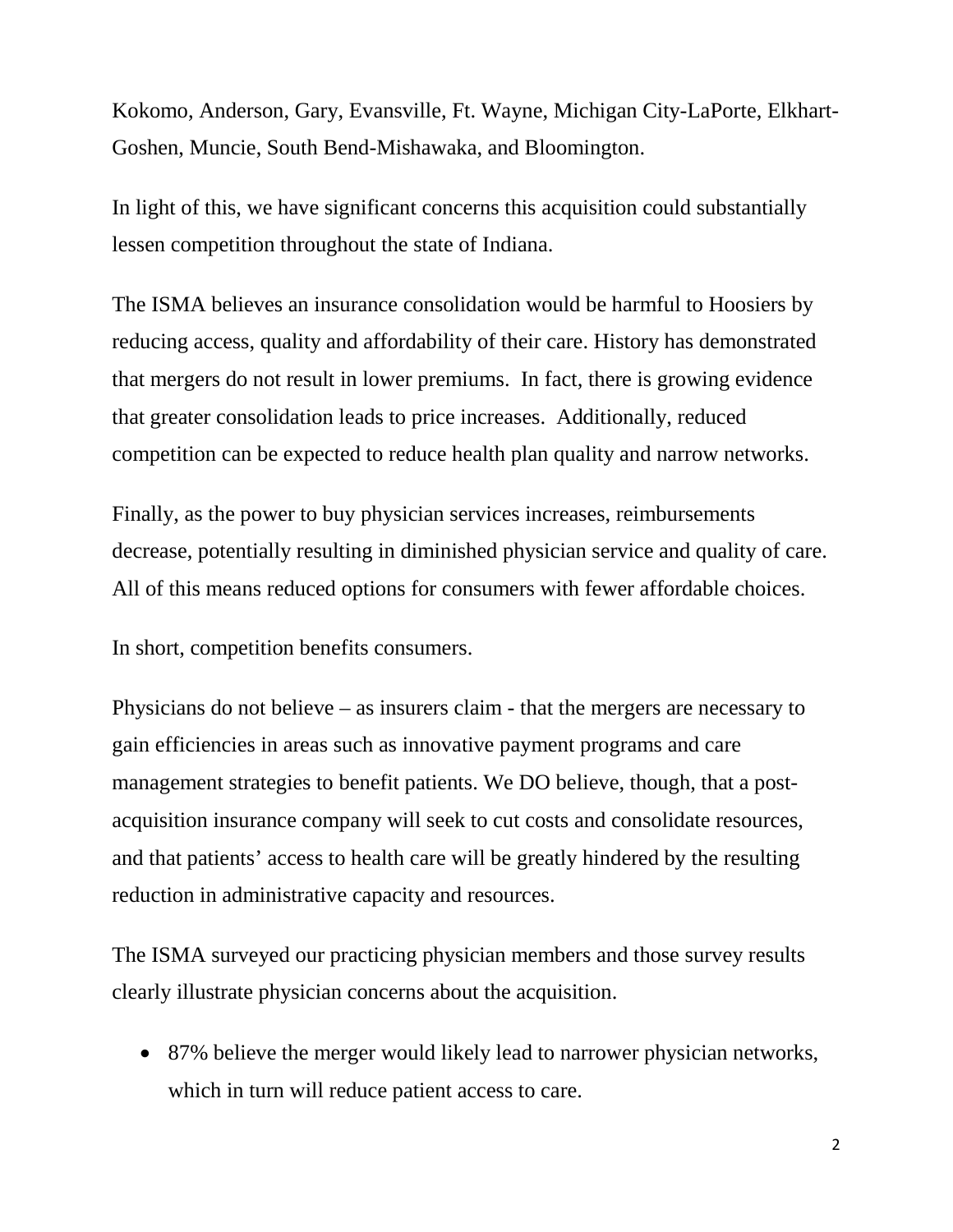Kokomo, Anderson, Gary, Evansville, Ft. Wayne, Michigan City-LaPorte, Elkhart-Goshen, Muncie, South Bend-Mishawaka, and Bloomington.

In light of this, we have significant concerns this acquisition could substantially lessen competition throughout the state of Indiana.

The ISMA believes an insurance consolidation would be harmful to Hoosiers by reducing access, quality and affordability of their care. History has demonstrated that mergers do not result in lower premiums. In fact, there is growing evidence that greater consolidation leads to price increases. Additionally, reduced competition can be expected to reduce health plan quality and narrow networks.

Finally, as the power to buy physician services increases, reimbursements decrease, potentially resulting in diminished physician service and quality of care. All of this means reduced options for consumers with fewer affordable choices.

In short, competition benefits consumers.

Physicians do not believe – as insurers claim - that the mergers are necessary to gain efficiencies in areas such as innovative payment programs and care management strategies to benefit patients. We DO believe, though, that a post-acquisition insurance company will seek to cut costs and consolidate resources, and that patients' access to health care will be greatly hindered by the resulting reduction in administrative capacity and resources.

The ISMA surveyed our practicing physician members and those survey results clearly illustrate physician concerns about the acquisition.

- 87% believe the merger would likely lead to narrower physician networks, which in turn will reduce patient access to care.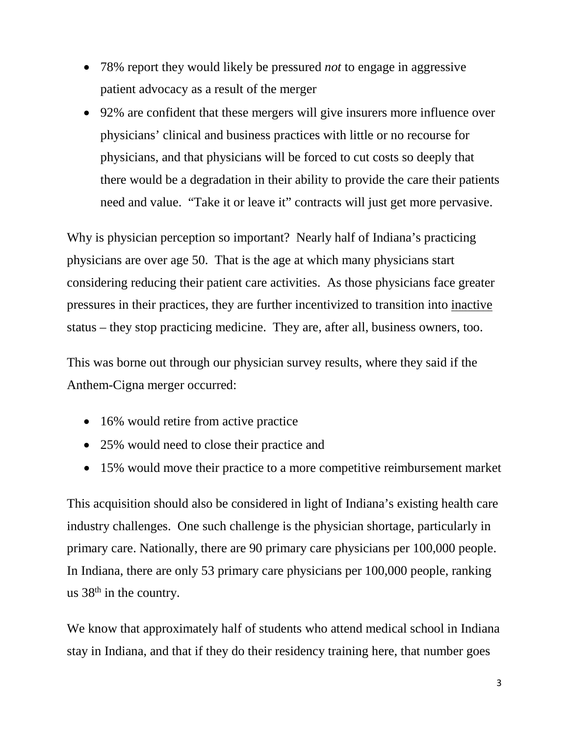- 78% report they would likely be pressured *not* to engage in aggressive patient advocacy as a result of the merger
- 92% are confident that these mergers will give insurers more influence over physicians' clinical and business practices with little or no recourse for physicians, and that physicians will be forced to cut costs so deeply that there would be a degradation in their ability to provide the care their patients need and value. "Take it or leave it" contracts will just get more pervasive.

Why is physician perception so important? Nearly half of Indiana's practicing physicians are over age 50. That is the age at which many physicians start considering reducing their patient care activities. As those physicians face greater pressures in their practices, they are further incentivized to transition into <u>inactive</u> status – they stop practicing medicine. They are, after all, business owners, too.

This was borne out through our physician survey results, where they said if the Anthem-Cigna merger occurred:

- 16% would retire from active practice
- 25% would need to close their practice and
- 15% would move their practice to a more competitive reimbursement market

This acquisition should also be considered in light of Indiana's existing health care industry challenges. One such challenge is the physician shortage, particularly in primary care. Nationally, there are 90 primary care physicians per 100,000 people. In Indiana, there are only 53 primary care physicians per 100,000 people, ranking us 38th in the country.

We know that approximately half of students who attend medical school in Indiana stay in Indiana, and that if they do their residency training here, that number goes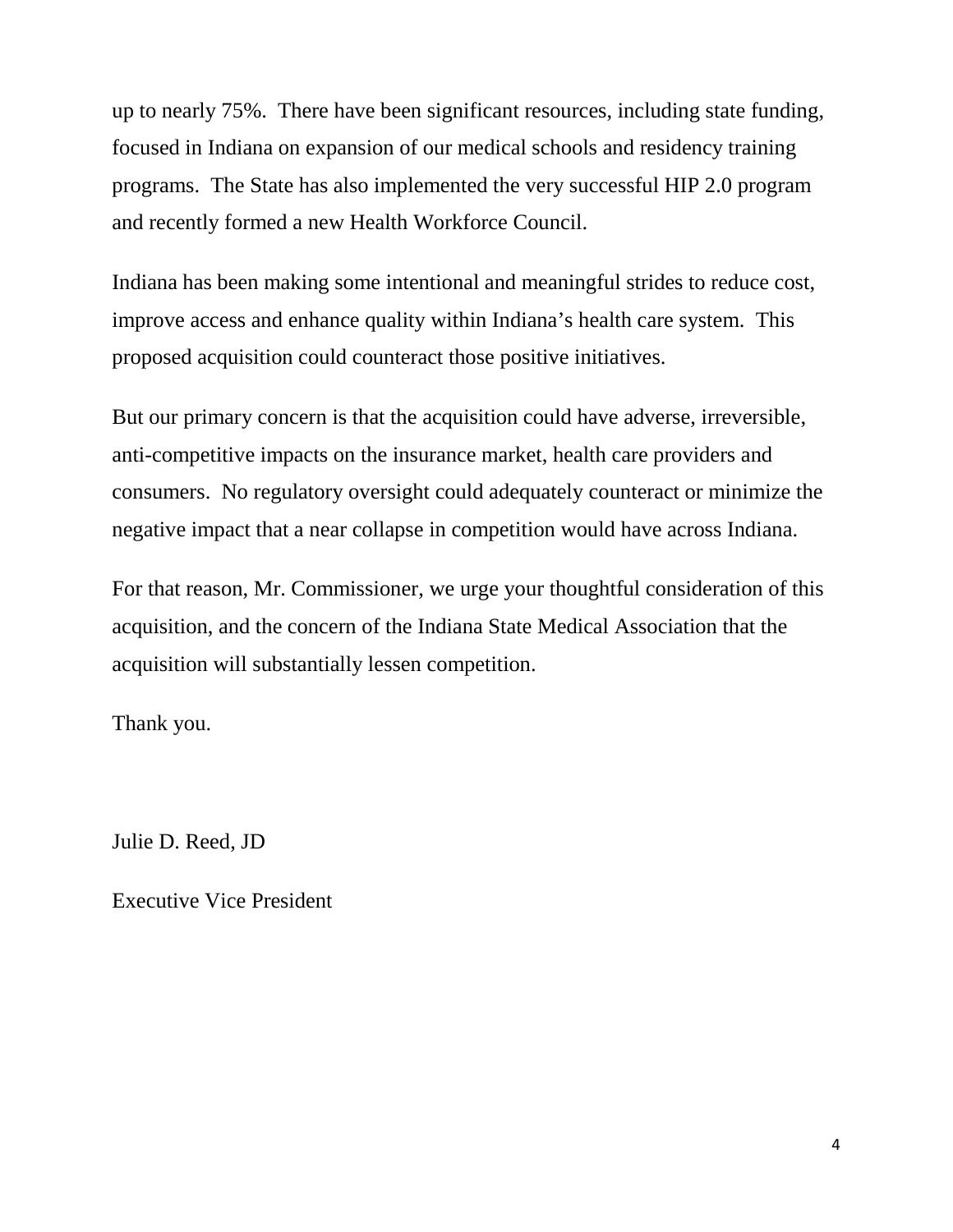up to nearly 75%. There have been significant resources, including state funding, focused in Indiana on expansion of our medical schools and residency training programs. The State has also implemented the very successful HIP 2.0 program and recently formed a new Health Workforce Council.

Indiana has been making some intentional and meaningful strides to reduce cost, improve access and enhance quality within Indiana's health care system. This proposed acquisition could counteract those positive initiatives.

But our primary concern is that the acquisition could have adverse, irreversible, anti-competitive impacts on the insurance market, health care providers and consumers. No regulatory oversight could adequately counteract or minimize the negative impact that a near collapse in competition would have across Indiana.

For that reason, Mr. Commissioner, we urge your thoughtful consideration of this acquisition, and the concern of the Indiana State Medical Association that the acquisition will substantially lessen competition.

Thank you.

Julie D. Reed, JD

Executive Vice President